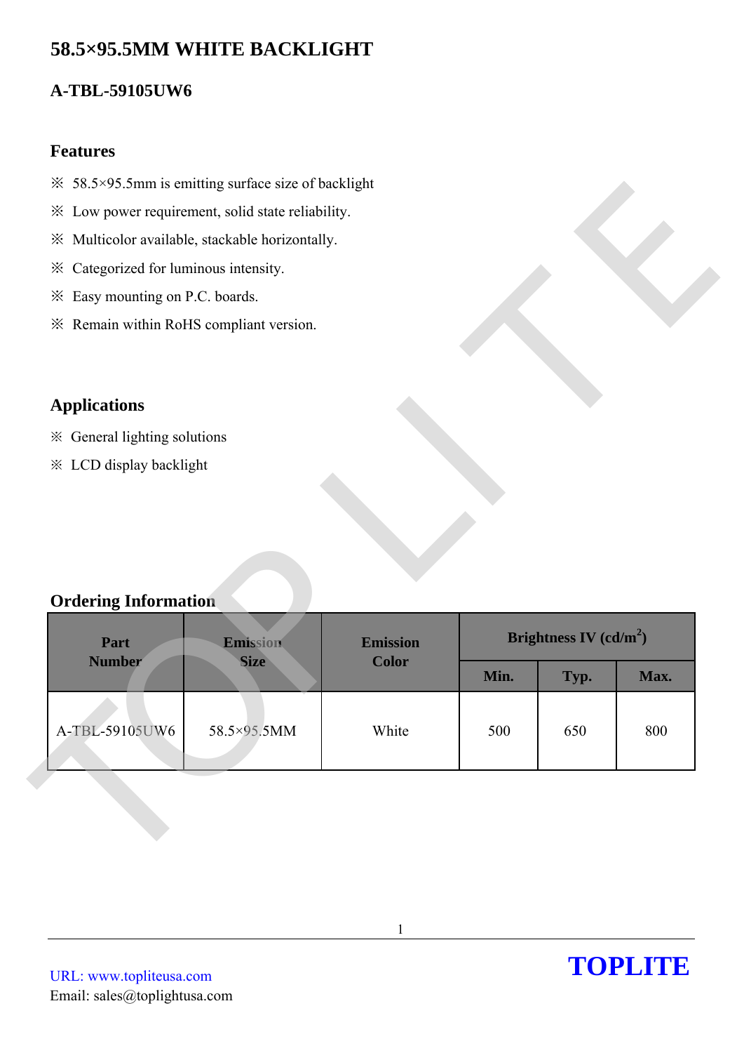# 58.5×95.5MM WHITE BACKLIGHT

## A-TBL-59105UW6

### Features

※ 58.5×95.5mm is emitting surface size of backlight

※ Low power requirement, solid state reliability.

※ Multicolor available, stackable horizontally.

※ Categorized for luminous intensity.

※ Easy mounting on P.C. boards.

※ Remain within RoHS compliant version.

### Applications

※ General lighting solutions

※ LCD display backlight

### Ordering Information

| Part Number | Emission Size | Emission Color | Brightness IV ($cd/m^2$) | | |
|---|---|---|---|---|---|
| | | | Min. | Typ. | Max. |
| A-TBL-59105UW6 | 58.5×95.5MM | White | 500 | 650 | 800 |

URL: www.topliteusa.com
Email: sales@toplightusa.com

TOPLITE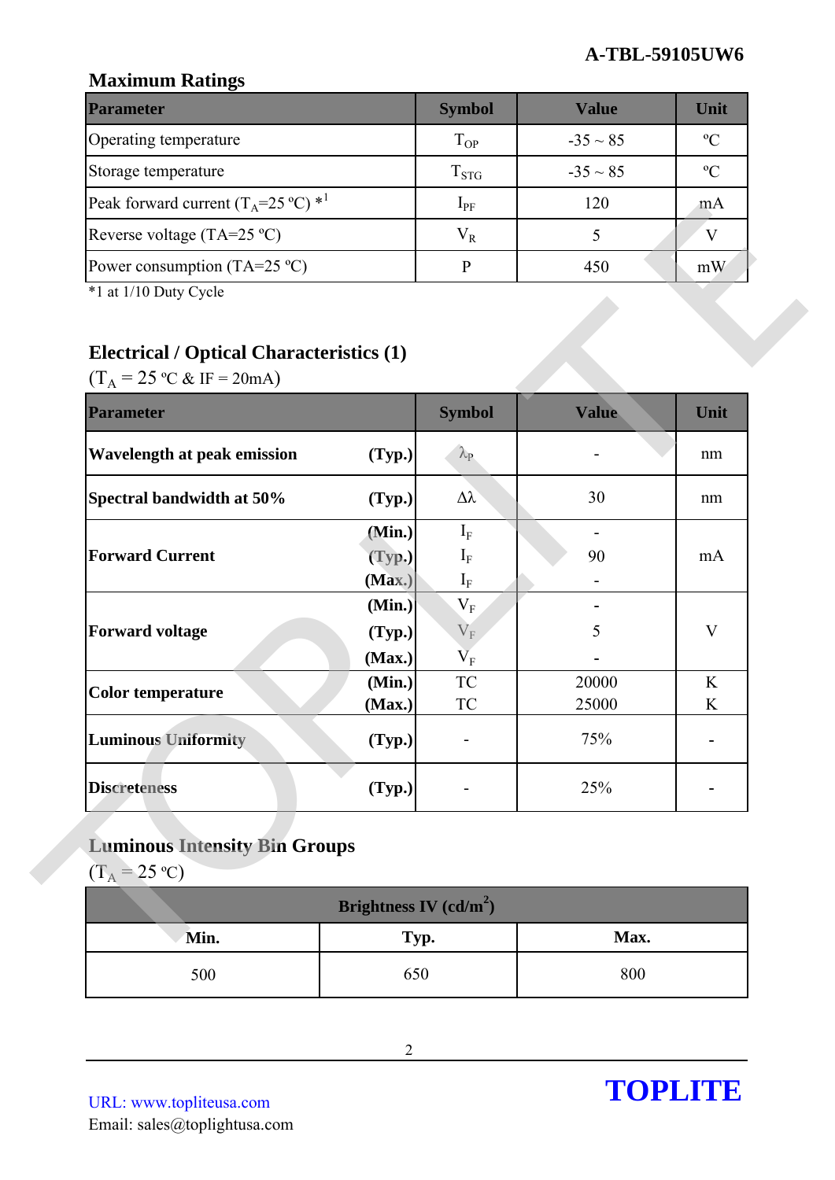## Maximum Ratings

| Parameter | Symbol | Value | Unit |
|---|---|---|---|
| Operating temperature | $T_{OP}$ | -35 ~ 85 | ºC |
| Storage temperature | $T_{STG}$ | -35 ~ 85 | ºC |
| Peak forward current ($T_A$=25 ºC) *1 | $I_{PF}$ | 120 | mA |
| Reverse voltage (TA=25 ºC) | $V_R$ | 5 | V |
| Power consumption (TA=25 ºC) | P | 450 | mW |

*1 at 1/10 Duty Cycle

## Electrical / Optical Characteristics (1)

($T_A$ = 25 ºC & IF = 20mA)

| Parameter | | Symbol | Value | Unit |
|---|---|---|---|---|
| **Wavelength at peak emission** | **(Typ.)** | $\lambda_P$ | - | nm |
| **Spectral bandwidth at 50%** | **(Typ.)** | $\Delta\lambda$ | 30 | nm |
| **Forward Current** | **(Min.)** | $I_F$ | - | mA |
| | **(Typ.)** | $I_F$ | 90 | |
| | **(Max.)** | $I_F$ | - | |
| **Forward voltage** | **(Min.)** | $V_F$ | - | V |
| | **(Typ.)** | $V_F$ | 5 | |
| | **(Max.)** | $V_F$ | - | |
| **Color temperature** | **(Min.)** | TC | 20000 | K |
| | **(Max.)** | TC | 25000 | K |
| **Luminous Uniformity** | **(Typ.)** | - | 75% | - |
| **Discreteness** | **(Typ.)** | - | 25% | - |

## Luminous Intensity Bin Groups

($T_A$ = 25 ºC)

| Brightness IV (cd/m²) | | |
|---|---|---|
| **Min.** | **Typ.** | **Max.** |
| 500 | 650 | 800 |

URL: www.topliteusa.com
Email: sales@toplightusa.com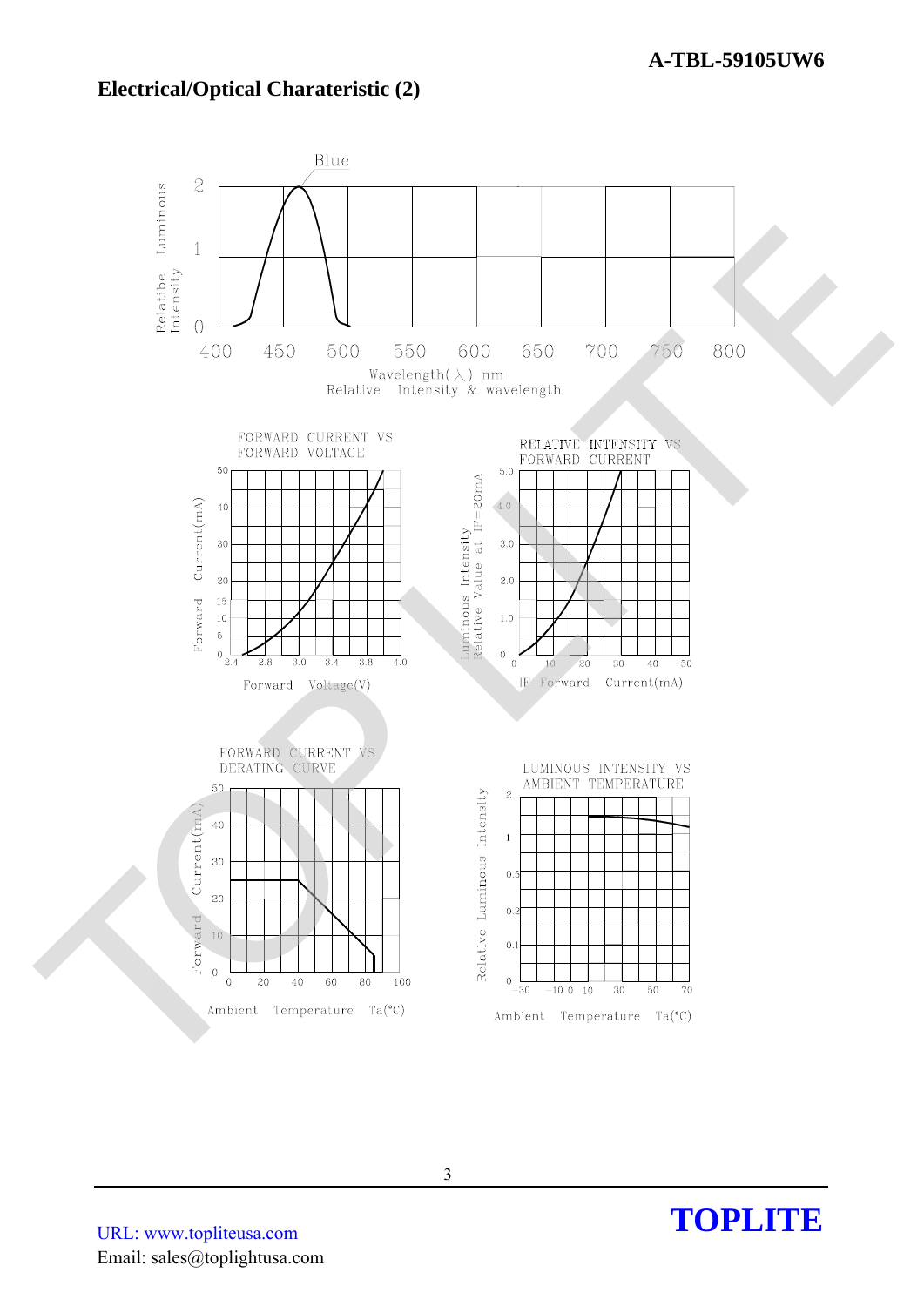## Electrical/Optical Charateristic (2)

Blue

Relatibe Luminous Intensity

Wavelength(λ) nm

Relative Intensity & wavelength

FORWARD CURRENT VS FORWARD VOLTAGE

Forward Current(mA)

Forward Voltage(V)

RELATIVE INTENSITY VS FORWARD CURRENT

Luminous Intensity Relative Value at IF=20mA

IF-Forward Current(mA)

FORWARD CURRENT VS DERATING CURVE

Forward Current(mA)

Ambient Temperature Ta(°C)

LUMINOUS INTENSITY VS AMBIENT TEMPERATURE

Relative Luminous Intensity

Ambient Temperature Ta(°C)

URL: www.topliteusa.com

Email: sales@toplightusa.com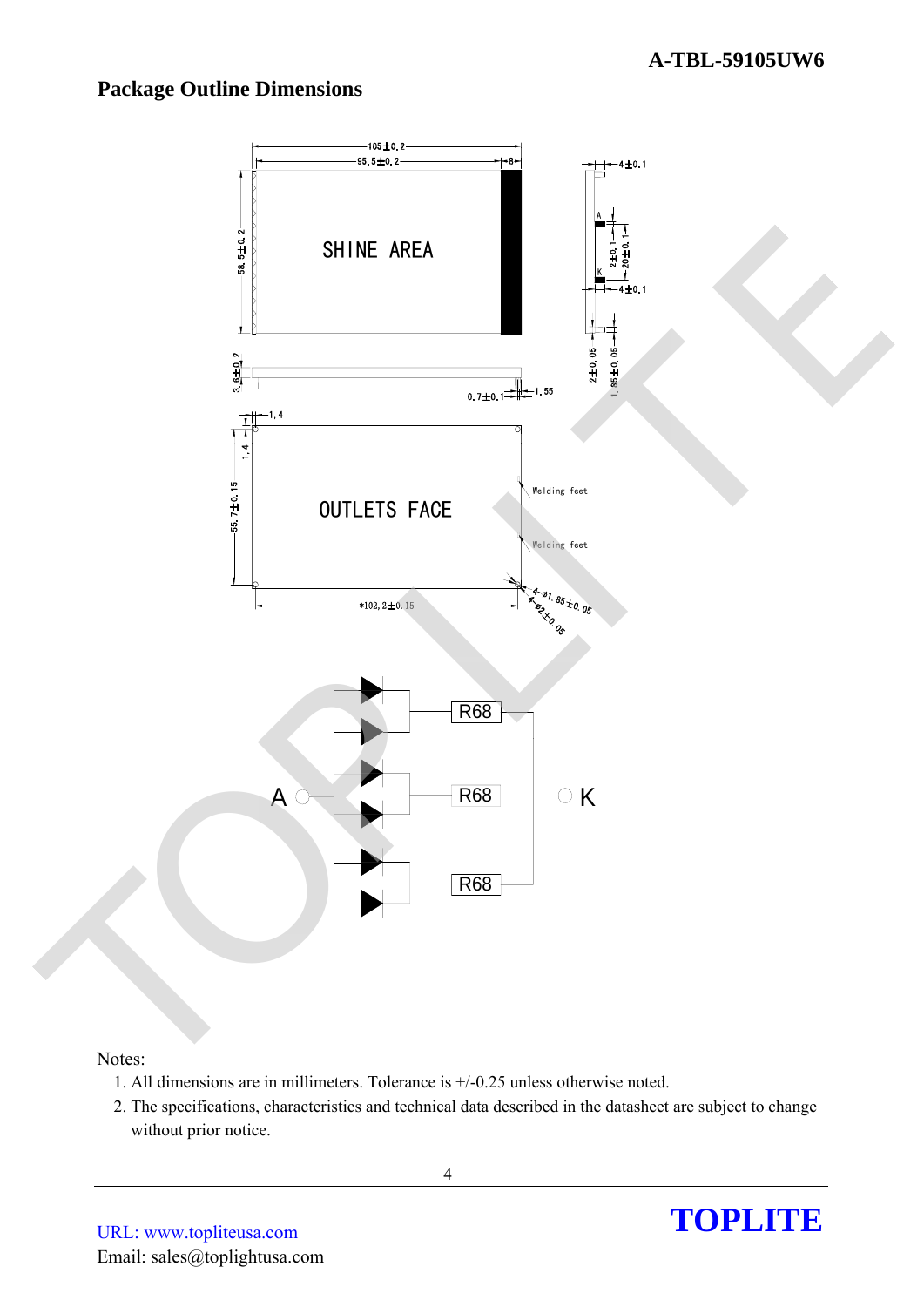## Package Outline Dimensions

Notes:

1. All dimensions are in millimeters. Tolerance is +/-0.25 unless otherwise noted.
2. The specifications, characteristics and technical data described in the datasheet are subject to change without prior notice.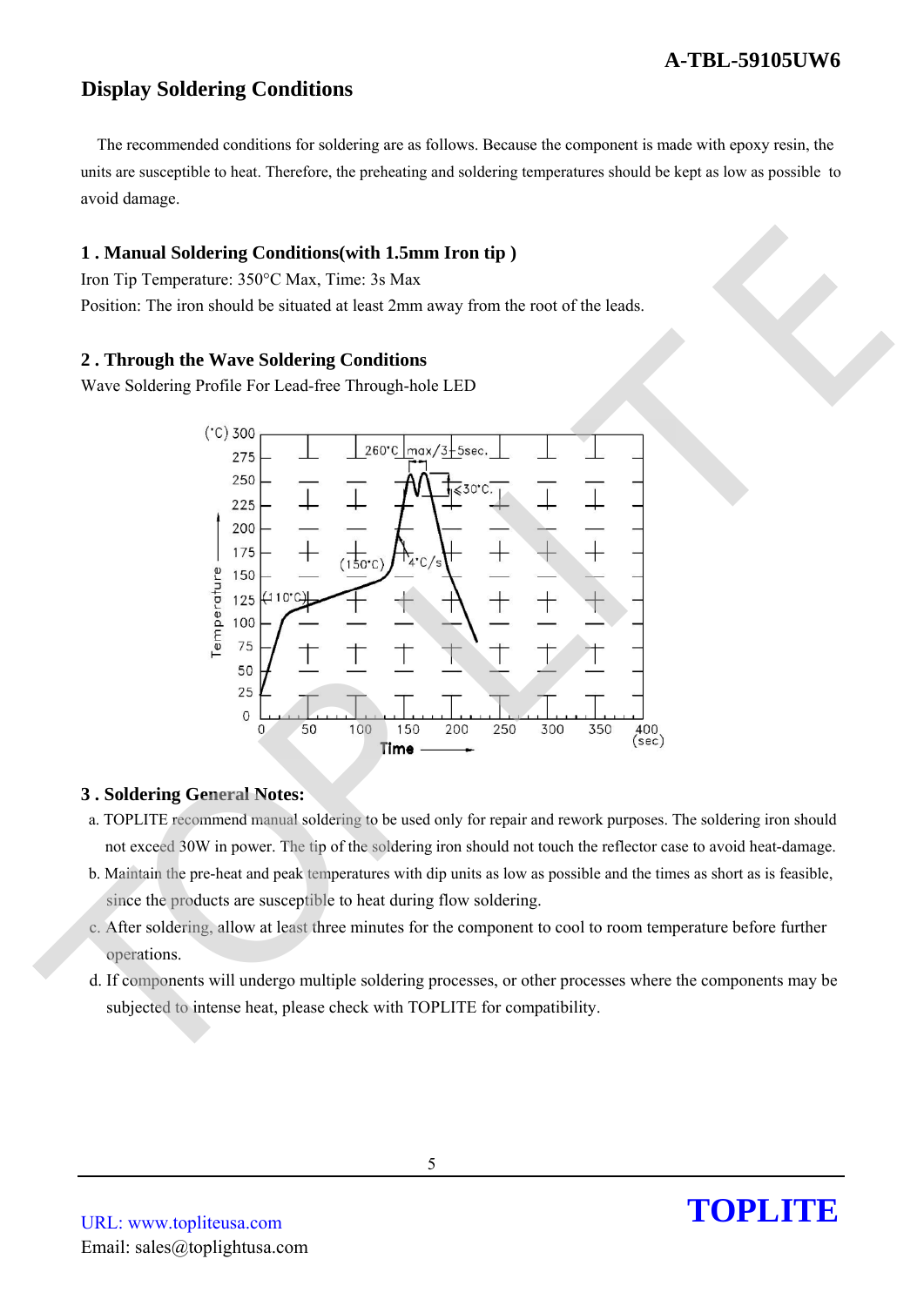## Display Soldering Conditions

The recommended conditions for soldering are as follows. Because the component is made with epoxy resin, the units are susceptible to heat. Therefore, the preheating and soldering temperatures should be kept as low as possible to avoid damage.

### 1 . Manual Soldering Conditions(with 1.5mm Iron tip )

Iron Tip Temperature: 350°C Max, Time: 3s Max

Position: The iron should be situated at least 2mm away from the root of the leads.

### 2 . Through the Wave Soldering Conditions

Wave Soldering Profile For Lead-free Through-hole LED

(°C) 300
275
250
225
200
175
150
125
100
75
50
25
0

Temperature

260°C max/3~5sec.
<30°C.
(150°C)
4°C/s
(110°C)

0 50 100 150 200 250 300 350 400 (sec)

Time

### 3 . Soldering General Notes:

a. TOPLITE recommend manual soldering to be used only for repair and rework purposes. The soldering iron should not exceed 30W in power. The tip of the soldering iron should not touch the reflector case to avoid heat-damage.

b. Maintain the pre-heat and peak temperatures with dip units as low as possible and the times as short as is feasible, since the products are susceptible to heat during flow soldering.

c. After soldering, allow at least three minutes for the component to cool to room temperature before further operations.

d. If components will undergo multiple soldering processes, or other processes where the components may be subjected to intense heat, please check with TOPLITE for compatibility.

URL: www.topliteusa.com

Email: sales@toplightusa.com

**TOPLITE**